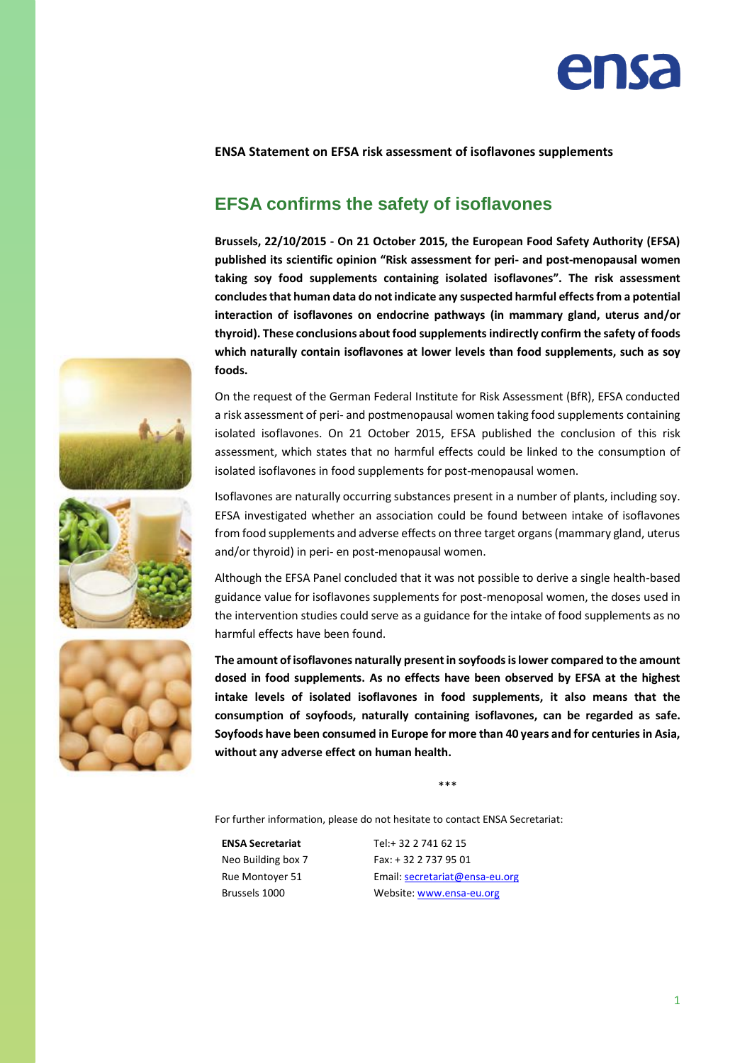ensa

**ENSA Statement on EFSA risk assessment of isoflavones supplements**

## EFSA confirms the safety of isoflavones

**Brussels, 22/10/2015 - On 21 October 2015, the European Food Safety Authority (EFSA) published its scientific opinion "Risk assessment for peri- and post-menopausal women taking soy food supplements containing isolated isoflavones". The risk assessment concludes that human data do not indicate any suspected harmful effects from a potential interaction of isoflavones on endocrine pathways (in mammary gland, uterus and/or thyroid). These conclusions about food supplements indirectly confirm the safety of foods which naturally contain isoflavones at lower levels than food supplements, such as soy foods.**

On the request of the German Federal Institute for Risk Assessment (BfR), EFSA conducted a risk assessment of peri- and postmenopausal women taking food supplements containing isolated isoflavones. On 21 October 2015, EFSA published the conclusion of this risk assessment, which states that no harmful effects could be linked to the consumption of isolated isoflavones in food supplements for post-menopausal women.

Isoflavones are naturally occurring substances present in a number of plants, including soy. EFSA investigated whether an association could be found between intake of isoflavones from food supplements and adverse effects on three target organs (mammary gland, uterus and/or thyroid) in peri- en post-menopausal women.

Although the EFSA Panel concluded that it was not possible to derive a single health-based guidance value for isoflavones supplements for post-menoposal women, the doses used in the intervention studies could serve as a guidance for the intake of food supplements as no harmful effects have been found.

**The amount of isoflavones naturally present in soyfoods is lower compared to the amount dosed in food supplements. As no effects have been observed by EFSA at the highest intake levels of isolated isoflavones in food supplements, it also means that the consumption of soyfoods, naturally containing isoflavones, can be regarded as safe. Soyfoods have been consumed in Europe for more than 40 years and for centuries in Asia, without any adverse effect on human health.**

***

For further information, please do not hesitate to contact ENSA Secretariat:

| **ENSA Secretariat** | Tel:+ 32 2 741 62 15 |
|---|---|
| Neo Building box 7 | Fax: + 32 2 737 95 01 |
| Rue Montoyer 51 | Email: secretariat@ensa-eu.org |
| Brussels 1000 | Website: www.ensa-eu.org |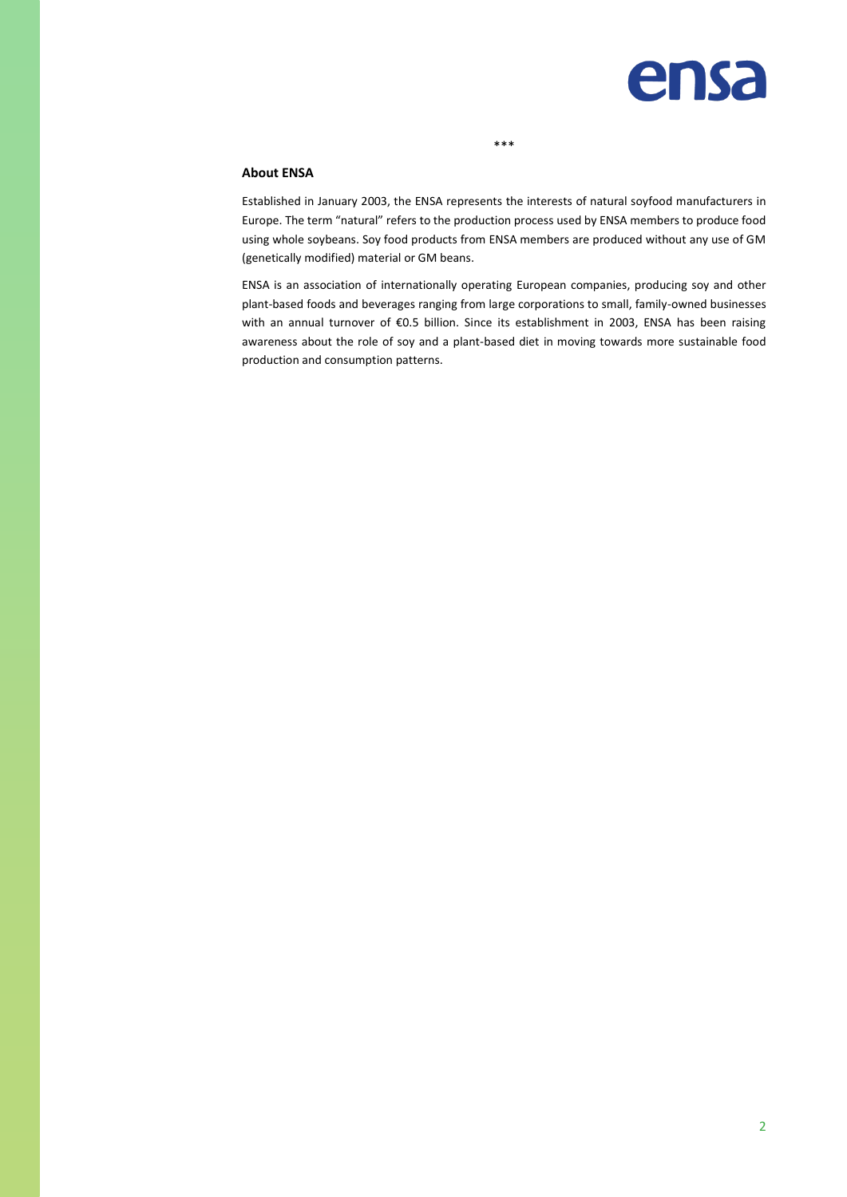\*\*\*

**About ENSA**

Established in January 2003, the ENSA represents the interests of natural soyfood manufacturers in Europe. The term "natural" refers to the production process used by ENSA members to produce food using whole soybeans. Soy food products from ENSA members are produced without any use of GM (genetically modified) material or GM beans.

ENSA is an association of internationally operating European companies, producing soy and other plant-based foods and beverages ranging from large corporations to small, family-owned businesses with an annual turnover of €0.5 billion. Since its establishment in 2003, ENSA has been raising awareness about the role of soy and a plant-based diet in moving towards more sustainable food production and consumption patterns.